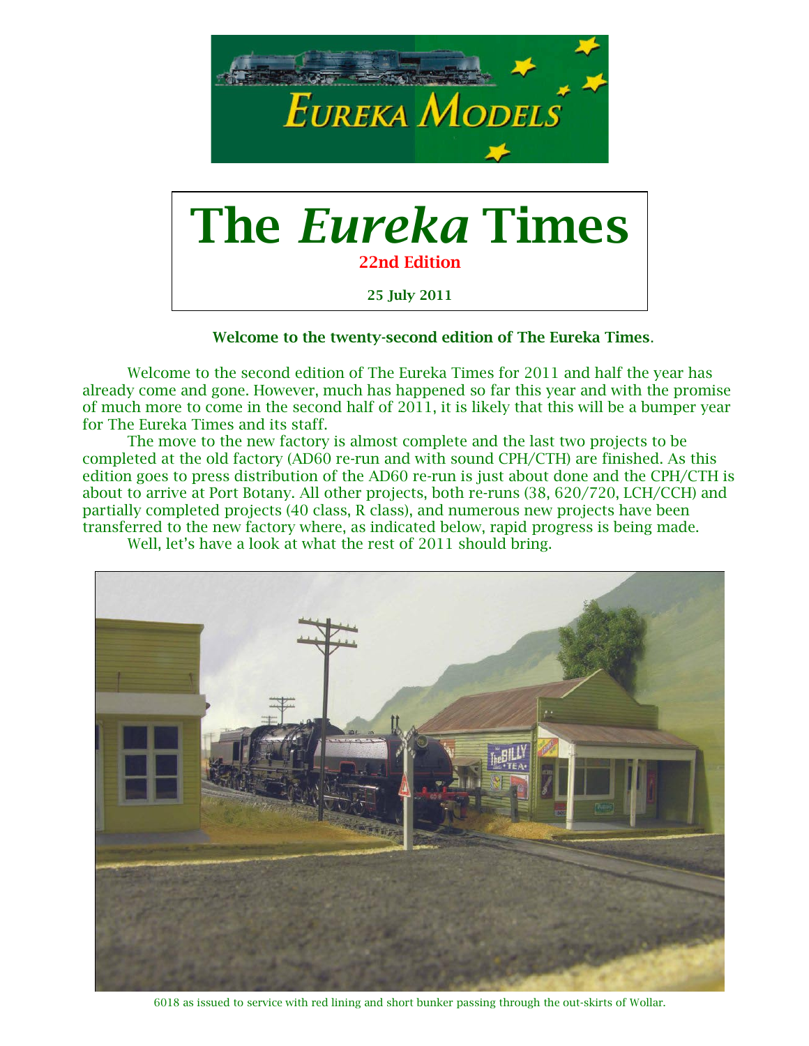# The *Eureka* Times

**22nd Edition**

**25 July 2011**

**Welcome to the twenty-second edition of The Eureka Times.**

Welcome to the second edition of The Eureka Times for 2011 and half the year has already come and gone. However, much has happened so far this year and with the promise of much more to come in the second half of 2011, it is likely that this will be a bumper year for The Eureka Times and its staff.

The move to the new factory is almost complete and the last two projects to be completed at the old factory (AD60 re-run and with sound CPH/CTH) are finished. As this edition goes to press distribution of the AD60 re-run is just about done and the CPH/CTH is about to arrive at Port Botany. All other projects, both re-runs (38, 620/720, LCH/CCH) and partially completed projects (40 class, R class), and numerous new projects have been transferred to the new factory where, as indicated below, rapid progress is being made.

Well, let's have a look at what the rest of 2011 should bring.

6018 as issued to service with red lining and short bunker passing through the out-skirts of Wollar.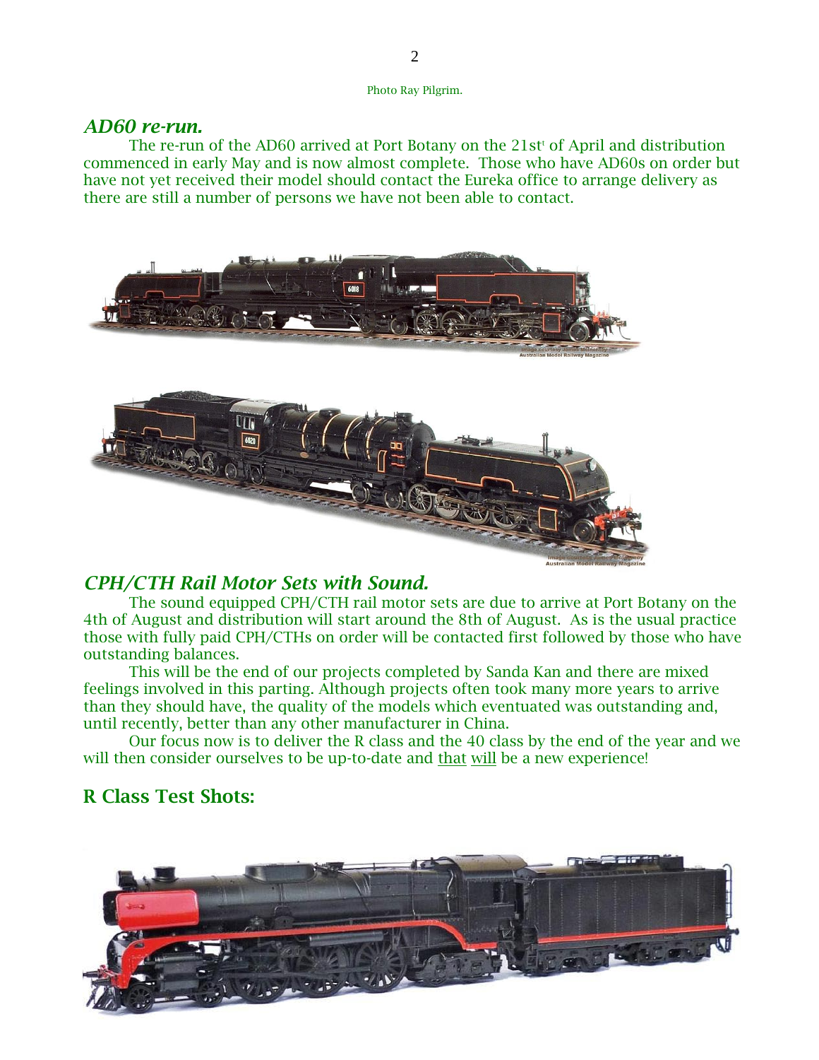Photo Ray Pilgrim.

## *AD60 re-run.*

The re-run of the AD60 arrived at Port Botany on the 21st of April and distribution commenced in early May and is now almost complete. Those who have AD60s on order but have not yet received their model should contact the Eureka office to arrange delivery as there are still a number of persons we have not been able to contact.

Image courtesy James McInerney Australian Model Railway Magazine

Image courtesy James McInerney Australian Model Railway Magazine

## *CPH/CTH Rail Motor Sets with Sound.*

The sound equipped CPH/CTH rail motor sets are due to arrive at Port Botany on the 4th of August and distribution will start around the 8th of August. As is the usual practice those with fully paid CPH/CTHs on order will be contacted first followed by those who have outstanding balances.

This will be the end of our projects completed by Sanda Kan and there are mixed feelings involved in this parting. Although projects often took many more years to arrive than they should have, the quality of the models which eventuated was outstanding and, until recently, better than any other manufacturer in China.

Our focus now is to deliver the R class and the 40 class by the end of the year and we will then consider ourselves to be up-to-date and that will be a new experience!

## R Class Test Shots: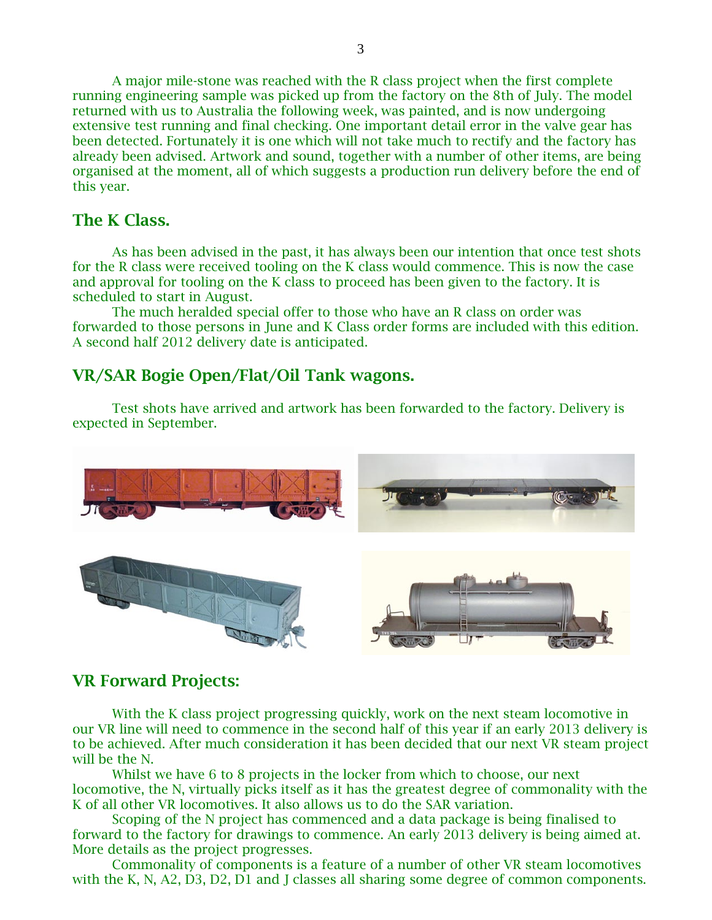A major mile-stone was reached with the R class project when the first complete running engineering sample was picked up from the factory on the 8th of July. The model returned with us to Australia the following week, was painted, and is now undergoing extensive test running and final checking. One important detail error in the valve gear has been detected. Fortunately it is one which will not take much to rectify and the factory has already been advised. Artwork and sound, together with a number of other items, are being organised at the moment, all of which suggests a production run delivery before the end of this year.

## The K Class.

As has been advised in the past, it has always been our intention that once test shots for the R class were received tooling on the K class would commence. This is now the case and approval for tooling on the K class to proceed has been given to the factory. It is scheduled to start in August.

The much heralded special offer to those who have an R class on order was forwarded to those persons in June and K Class order forms are included with this edition. A second half 2012 delivery date is anticipated.

## VR/SAR Bogie Open/Flat/Oil Tank wagons.

Test shots have arrived and artwork has been forwarded to the factory. Delivery is expected in September.

## VR Forward Projects:

With the K class project progressing quickly, work on the next steam locomotive in our VR line will need to commence in the second half of this year if an early 2013 delivery is to be achieved. After much consideration it has been decided that our next VR steam project will be the N.

Whilst we have 6 to 8 projects in the locker from which to choose, our next locomotive, the N, virtually picks itself as it has the greatest degree of commonality with the K of all other VR locomotives. It also allows us to do the SAR variation.

Scoping of the N project has commenced and a data package is being finalised to forward to the factory for drawings to commence. An early 2013 delivery is being aimed at. More details as the project progresses.

Commonality of components is a feature of a number of other VR steam locomotives with the K, N, A2, D3, D2, D1 and J classes all sharing some degree of common components.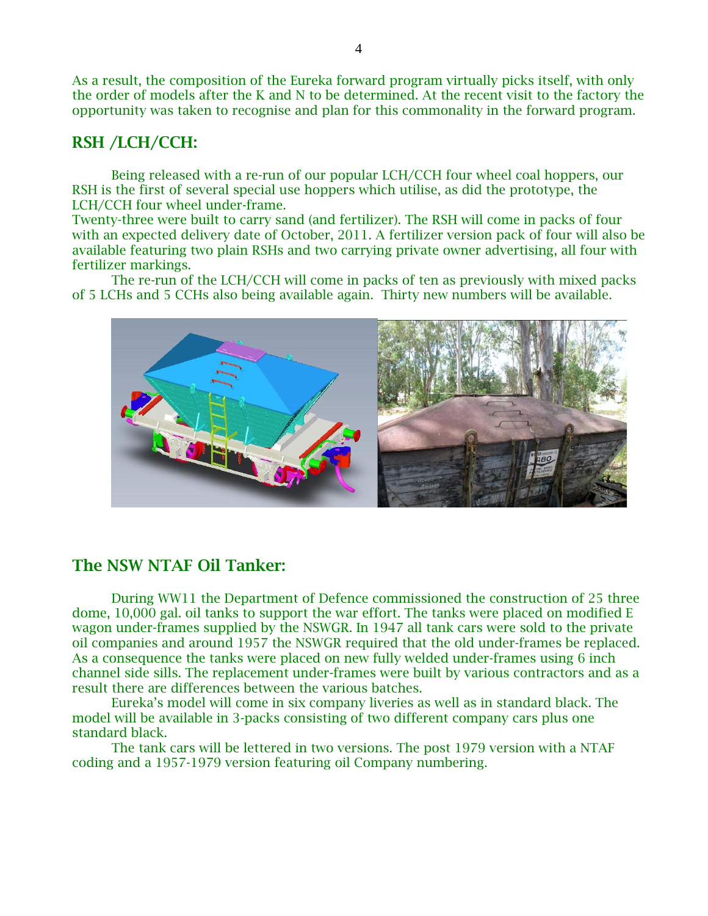As a result, the composition of the Eureka forward program virtually picks itself, with only the order of models after the K and N to be determined. At the recent visit to the factory the opportunity was taken to recognise and plan for this commonality in the forward program.

## RSH /LCH/CCH:

Being released with a re-run of our popular LCH/CCH four wheel coal hoppers, our RSH is the first of several special use hoppers which utilise, as did the prototype, the LCH/CCH four wheel under-frame.

Twenty-three were built to carry sand (and fertilizer). The RSH will come in packs of four with an expected delivery date of October, 2011. A fertilizer version pack of four will also be available featuring two plain RSHs and two carrying private owner advertising, all four with fertilizer markings.

The re-run of the LCH/CCH will come in packs of ten as previously with mixed packs of 5 LCHs and 5 CCHs also being available again. Thirty new numbers will be available.

## The NSW NTAF Oil Tanker:

During WW11 the Department of Defence commissioned the construction of 25 three dome, 10,000 gal. oil tanks to support the war effort. The tanks were placed on modified E wagon under-frames supplied by the NSWGR. In 1947 all tank cars were sold to the private oil companies and around 1957 the NSWGR required that the old under-frames be replaced. As a consequence the tanks were placed on new fully welded under-frames using 6 inch channel side sills. The replacement under-frames were built by various contractors and as a result there are differences between the various batches.

Eureka's model will come in six company liveries as well as in standard black. The model will be available in 3-packs consisting of two different company cars plus one standard black.

The tank cars will be lettered in two versions. The post 1979 version with a NTAF coding and a 1957-1979 version featuring oil Company numbering.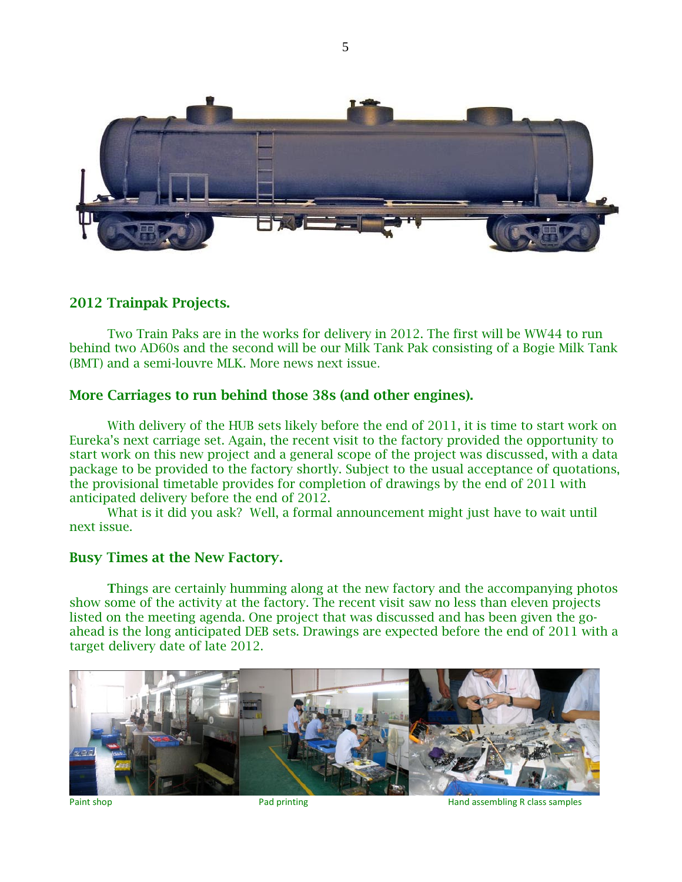## 2012 Trainpak Projects.

Two Train Paks are in the works for delivery in 2012. The first will be WW44 to run behind two AD60s and the second will be our Milk Tank Pak consisting of a Bogie Milk Tank (BMT) and a semi-louvre MLK. More news next issue.

## More Carriages to run behind those 38s (and other engines).

With delivery of the HUB sets likely before the end of 2011, it is time to start work on Eureka's next carriage set. Again, the recent visit to the factory provided the opportunity to start work on this new project and a general scope of the project was discussed, with a data package to be provided to the factory shortly. Subject to the usual acceptance of quotations, the provisional timetable provides for completion of drawings by the end of 2011 with anticipated delivery before the end of 2012.

What is it did you ask? Well, a formal announcement might just have to wait until next issue.

## Busy Times at the New Factory.

Things are certainly humming along at the new factory and the accompanying photos show some of the activity at the factory. The recent visit saw no less than eleven projects listed on the meeting agenda. One project that was discussed and has been given the go-ahead is the long anticipated DEB sets. Drawings are expected before the end of 2011 with a target delivery date of late 2012.

Paint shop

Pad printing

Hand assembling R class samples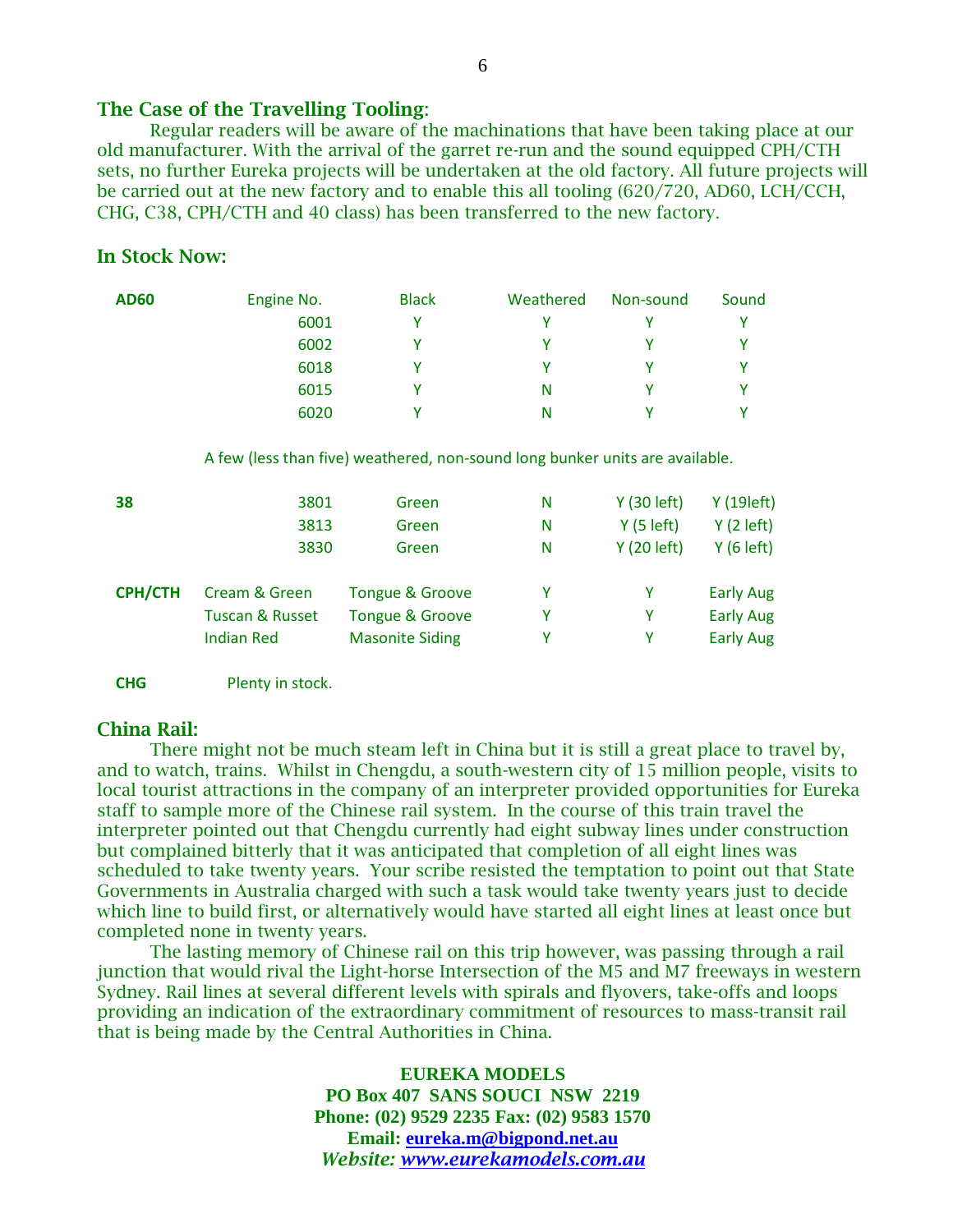## The Case of the Travelling Tooling:

Regular readers will be aware of the machinations that have been taking place at our old manufacturer. With the arrival of the garret re-run and the sound equipped CPH/CTH sets, no further Eureka projects will be undertaken at the old factory. All future projects will be carried out at the new factory and to enable this all tooling (620/720, AD60, LCH/CCH, CHG, C38, CPH/CTH and 40 class) has been transferred to the new factory.

## In Stock Now:

| | | | | | |
|---|---|---|---|---|---|
| **AD60** | Engine No. | Black | Weathered | Non-sound | Sound |
| | 6001 | Y | Y | Y | Y |
| | 6002 | Y | Y | Y | Y |
| | 6018 | Y | Y | Y | Y |
| | 6015 | Y | N | Y | Y |
| | 6020 | Y | N | Y | Y |

A few (less than five) weathered, non-sound long bunker units are available.

| | | | | | |
|---|---|---|---|---|---|
| **38** | 3801 | Green | N | Y (30 left) | Y (19left) |
| | 3813 | Green | N | Y (5 left) | Y (2 left) |
| | 3830 | Green | N | Y (20 left) | Y (6 left) |

| | | | | | |
|---|---|---|---|---|---|
| **CPH/CTH** | Cream & Green | Tongue & Groove | Y | Y | Early Aug |
| | Tuscan & Russet | Tongue & Groove | Y | Y | Early Aug |
| | Indian Red | Masonite Siding | Y | Y | Early Aug |

**CHG** Plenty in stock.

## China Rail:

There might not be much steam left in China but it is still a great place to travel by, and to watch, trains. Whilst in Chengdu, a south-western city of 15 million people, visits to local tourist attractions in the company of an interpreter provided opportunities for Eureka staff to sample more of the Chinese rail system. In the course of this train travel the interpreter pointed out that Chengdu currently had eight subway lines under construction but complained bitterly that it was anticipated that completion of all eight lines was scheduled to take twenty years. Your scribe resisted the temptation to point out that State Governments in Australia charged with such a task would take twenty years just to decide which line to build first, or alternatively would have started all eight lines at least once but completed none in twenty years.

The lasting memory of Chinese rail on this trip however, was passing through a rail junction that would rival the Light-horse Intersection of the M5 and M7 freeways in western Sydney. Rail lines at several different levels with spirals and flyovers, take-offs and loops providing an indication of the extraordinary commitment of resources to mass-transit rail that is being made by the Central Authorities in China.

**EUREKA MODELS**
**PO Box 407 SANS SOUCI NSW 2219**
**Phone: (02) 9529 2235 Fax: (02) 9583 1570**
**Email: eureka.m@bigpond.net.au**
***Website: www.eurekamodels.com.au***